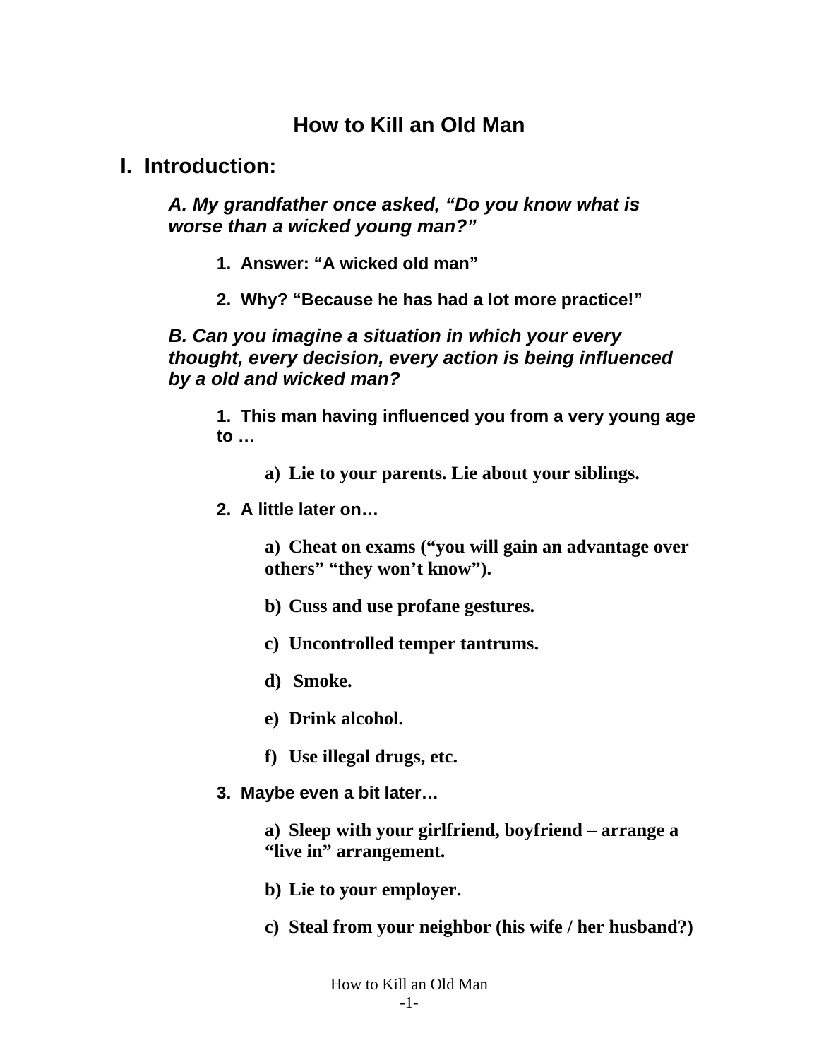# How to Kill an Old Man

## I. Introduction:

***A. My grandfather once asked, "Do you know what is worse than a wicked young man?"***

**1. Answer: "A wicked old man"**

**2. Why? "Because he has had a lot more practice!"**

***B. Can you imagine a situation in which your every thought, every decision, every action is being influenced by a old and wicked man?***

**1. This man having influenced you from a very young age to …**

**a) Lie to your parents. Lie about your siblings.**

**2. A little later on…**

**a) Cheat on exams ("you will gain an advantage over others" "they won't know").**

**b) Cuss and use profane gestures.**

**c) Uncontrolled temper tantrums.**

**d) Smoke.**

**e) Drink alcohol.**

**f) Use illegal drugs, etc.**

**3. Maybe even a bit later…**

**a) Sleep with your girlfriend, boyfriend – arrange a "live in" arrangement.**

**b) Lie to your employer.**

**c) Steal from your neighbor (his wife / her husband?)**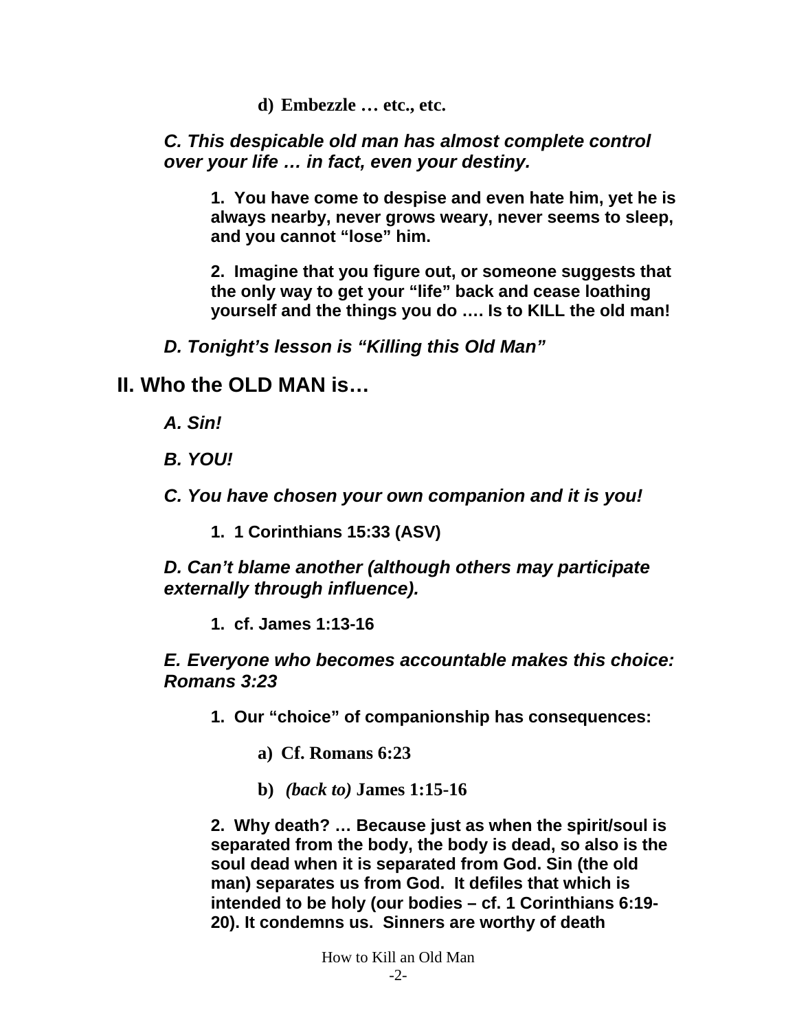d) **Embezzle … etc., etc.**

***C. This despicable old man has almost complete control over your life … in fact, even your destiny.***

**1. You have come to despise and even hate him, yet he is always nearby, never grows weary, never seems to sleep, and you cannot "lose" him.**

**2. Imagine that you figure out, or someone suggests that the only way to get your "life" back and cease loathing yourself and the things you do …. Is to KILL the old man!**

***D. Tonight's lesson is "Killing this Old Man"***

## II. Who the OLD MAN is…

***A. Sin!***

***B. YOU!***

***C. You have chosen your own companion and it is you!***

**1. 1 Corinthians 15:33 (ASV)**

***D. Can't blame another (although others may participate externally through influence).***

**1. cf. James 1:13-16**

***E. Everyone who becomes accountable makes this choice: Romans 3:23***

**1. Our "choice" of companionship has consequences:**

**a) Cf. Romans 6:23**

**b)** ***(back to)*** **James 1:15-16**

**2. Why death? … Because just as when the spirit/soul is separated from the body, the body is dead, so also is the soul dead when it is separated from God. Sin (the old man) separates us from God. It defiles that which is intended to be holy (our bodies – cf. 1 Corinthians 6:19-20). It condemns us. Sinners are worthy of death**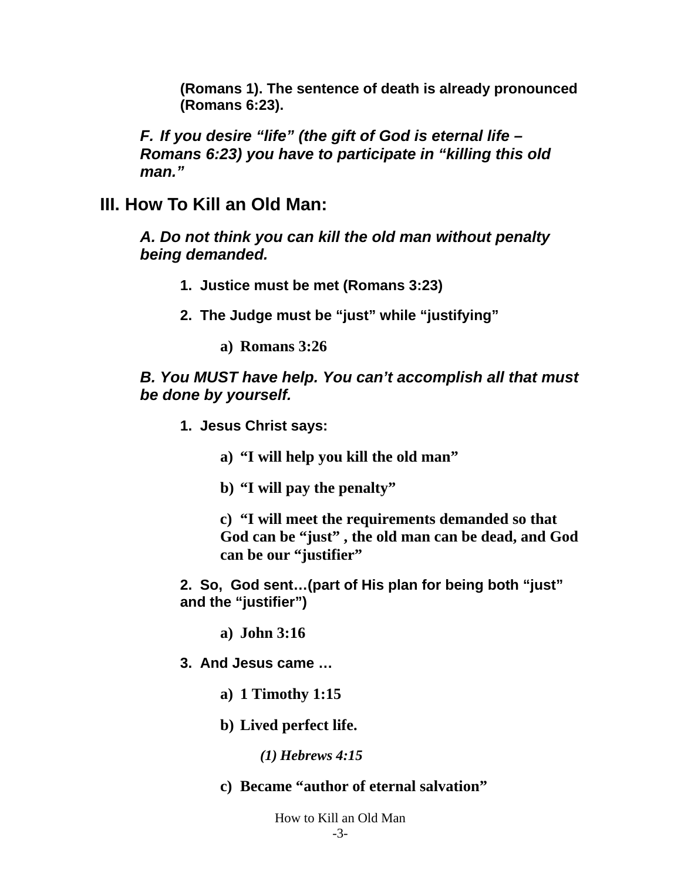**(Romans 1). The sentence of death is already pronounced (Romans 6:23).**

***F. If you desire "life" (the gift of God is eternal life – Romans 6:23) you have to participate in "killing this old man."***

## III. How To Kill an Old Man:

***A. Do not think you can kill the old man without penalty being demanded.***

**1. Justice must be met (Romans 3:23)**

**2. The Judge must be "just" while "justifying"**

**a) Romans 3:26**

***B. You MUST have help. You can't accomplish all that must be done by yourself.***

**1. Jesus Christ says:**

**a) "I will help you kill the old man"**

**b) "I will pay the penalty"**

**c) "I will meet the requirements demanded so that God can be "just" , the old man can be dead, and God can be our "justifier"**

**2. So, God sent…(part of His plan for being both "just" and the "justifier")**

**a) John 3:16**

**3. And Jesus came …**

**a) 1 Timothy 1:15**

**b) Lived perfect life.**

***(1) Hebrews 4:15***

**c) Became "author of eternal salvation"**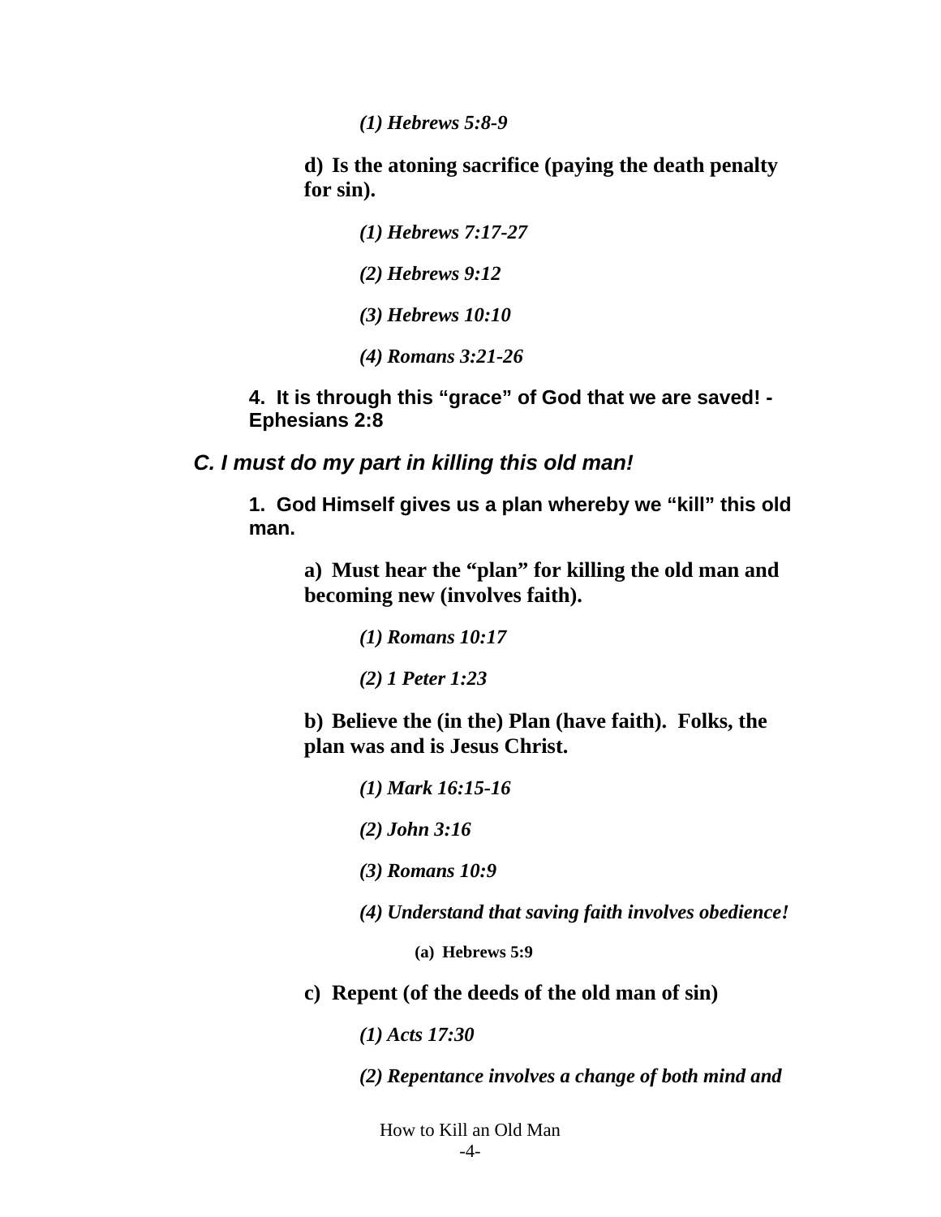*(1) Hebrews 5:8-9*

**d) Is the atoning sacrifice (paying the death penalty for sin).**

*(1) Hebrews 7:17-27*

*(2) Hebrews 9:12*

*(3) Hebrews 10:10*

*(4) Romans 3:21-26*

**4. It is through this "grace" of God that we are saved! - Ephesians 2:8**

### *C. I must do my part in killing this old man!*

**1. God Himself gives us a plan whereby we "kill" this old man.**

**a) Must hear the "plan" for killing the old man and becoming new (involves faith).**

*(1) Romans 10:17*

*(2) 1 Peter 1:23*

**b) Believe the (in the) Plan (have faith). Folks, the plan was and is Jesus Christ.**

*(1) Mark 16:15-16*

*(2) John 3:16*

*(3) Romans 10:9*

*(4) Understand that saving faith involves obedience!*

**(a) Hebrews 5:9**

**c) Repent (of the deeds of the old man of sin)**

*(1) Acts 17:30*

*(2) Repentance involves a change of both mind and*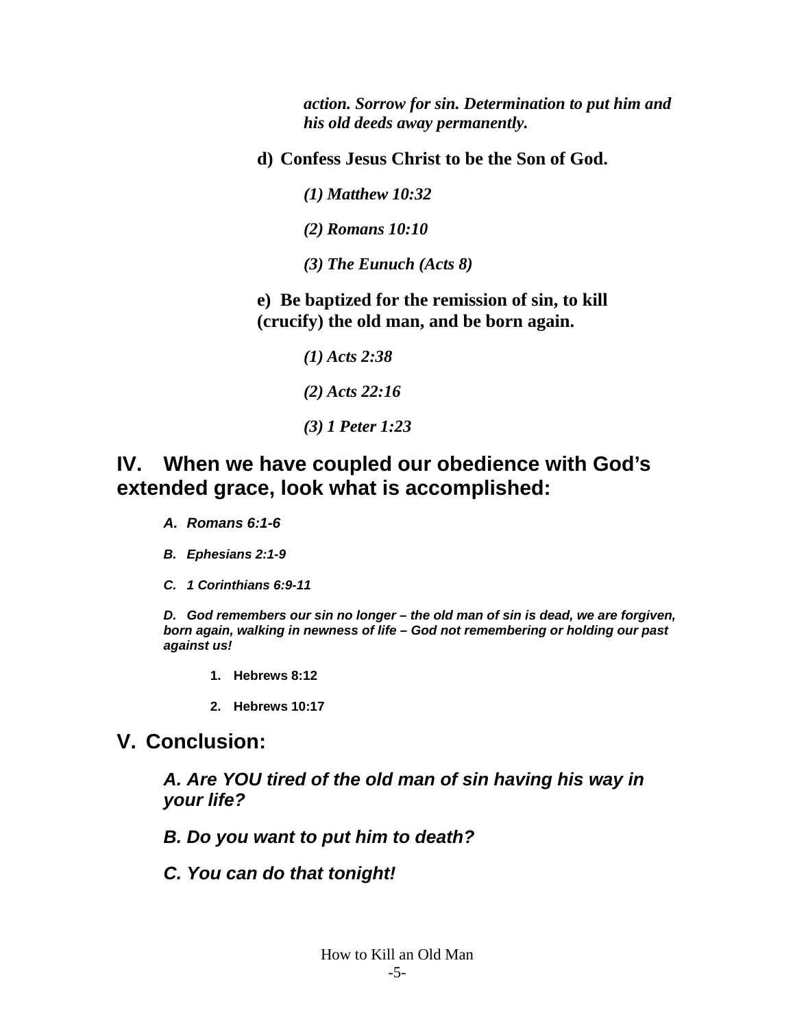*action. Sorrow for sin. Determination to put him and his old deeds away permanently.*

**d) Confess Jesus Christ to be the Son of God.**

***(1) Matthew 10:32***

***(2) Romans 10:10***

***(3) The Eunuch (Acts 8)***

**e) Be baptized for the remission of sin, to kill (crucify) the old man, and be born again.**

***(1) Acts 2:38***

***(2) Acts 22:16***

***(3) 1 Peter 1:23***

## IV. When we have coupled our obedience with God's extended grace, look what is accomplished:

***A. Romans 6:1-6***

***B. Ephesians 2:1-9***

***C. 1 Corinthians 6:9-11***

***D. God remembers our sin no longer – the old man of sin is dead, we are forgiven, born again, walking in newness of life – God not remembering or holding our past against us!***

1. **Hebrews 8:12**
2. **Hebrews 10:17**

## V. Conclusion:

***A. Are YOU tired of the old man of sin having his way in your life?***

***B. Do you want to put him to death?***

***C. You can do that tonight!***